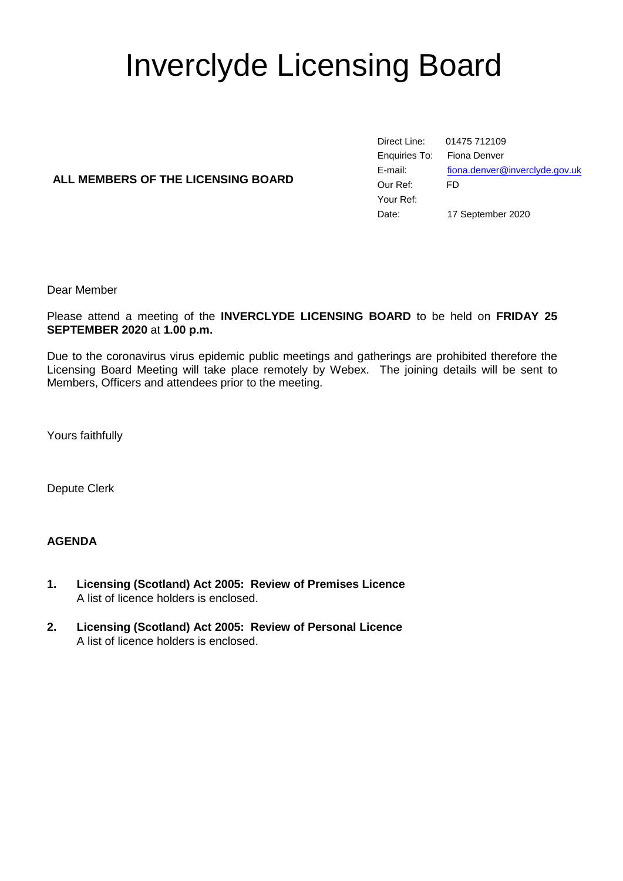# Inverclyde Licensing Board

**ALL MEMBERS OF THE LICENSING BOARD**

| | |
|---|---|
| Direct Line: | 01475 712109 |
| Enquiries To: | Fiona Denver |
| E-mail: | fiona.denver@inverclyde.gov.uk |
| Our Ref: | FD |
| Your Ref: | |
| Date: | 17 September 2020 |

Dear Member

Please attend a meeting of the **INVERCLYDE LICENSING BOARD** to be held on **FRIDAY 25 SEPTEMBER 2020** at **1.00 p.m.**

Due to the coronavirus virus epidemic public meetings and gatherings are prohibited therefore the Licensing Board Meeting will take place remotely by Webex. The joining details will be sent to Members, Officers and attendees prior to the meeting.

Yours faithfully

Depute Clerk

**AGENDA**

1. **Licensing (Scotland) Act 2005: Review of Premises Licence**
   A list of licence holders is enclosed.

2. **Licensing (Scotland) Act 2005: Review of Personal Licence**
   A list of licence holders is enclosed.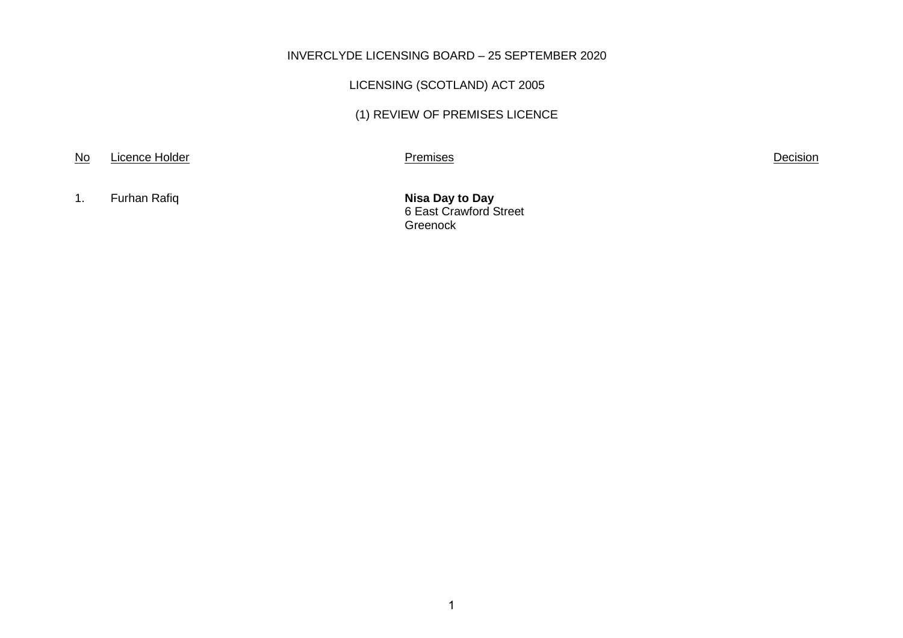INVERCLYDE LICENSING BOARD – 25 SEPTEMBER 2020

LICENSING (SCOTLAND) ACT 2005

(1) REVIEW OF PREMISES LICENCE

| No | Licence Holder | Premises | Decision |
|---|---|---|---|
| 1. | Furhan Rafiq | **Nisa Day to Day**<br>6 East Crawford Street<br>Greenock | |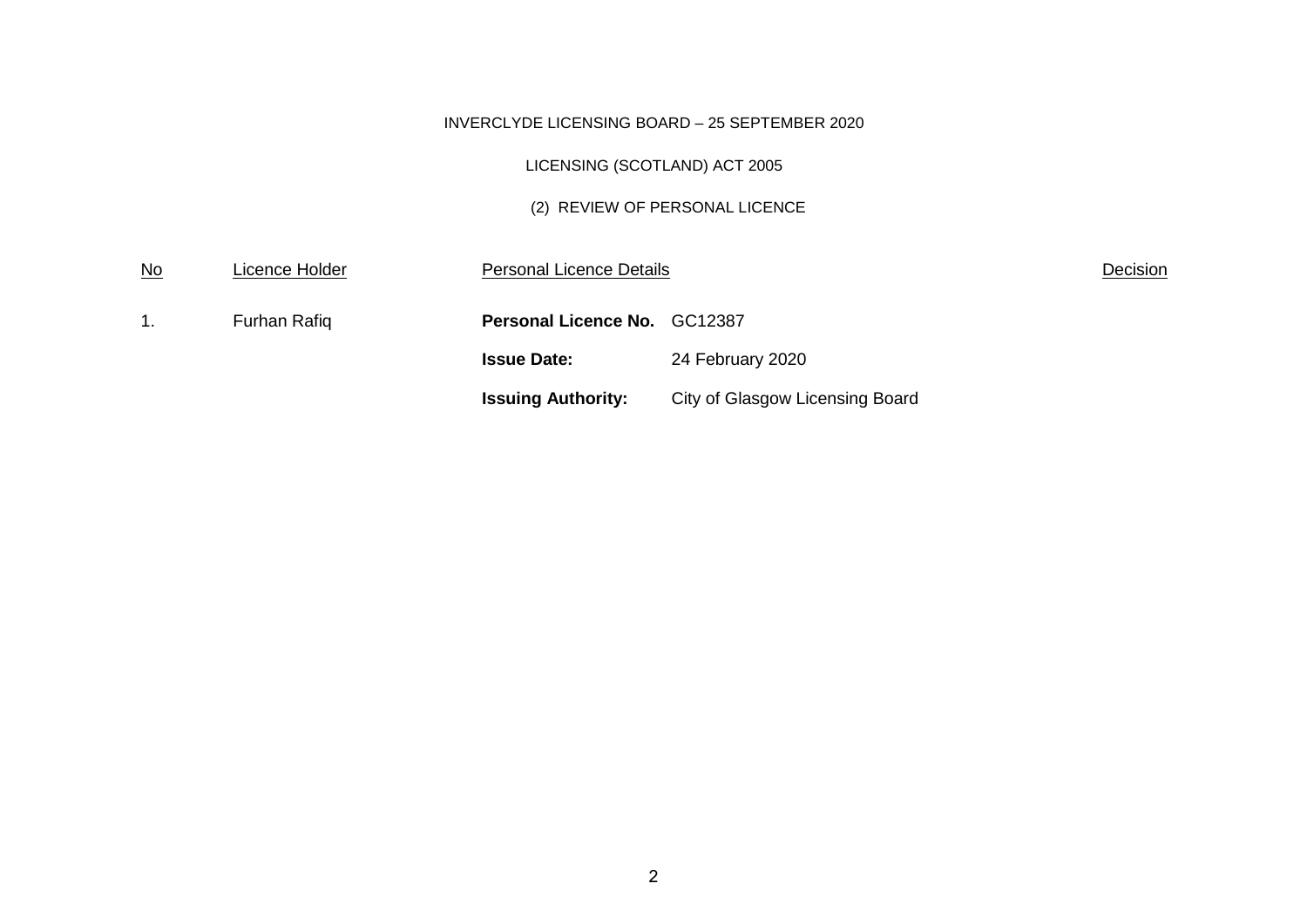INVERCLYDE LICENSING BOARD – 25 SEPTEMBER 2020

LICENSING (SCOTLAND) ACT 2005

(2) REVIEW OF PERSONAL LICENCE

| No | Licence Holder | Personal Licence Details | | Decision |
|---|---|---|---|---|
| 1. | Furhan Rafiq | **Personal Licence No.** | GC12387 | |
| | | **Issue Date:** | 24 February 2020 | |
| | | **Issuing Authority:** | City of Glasgow Licensing Board | |